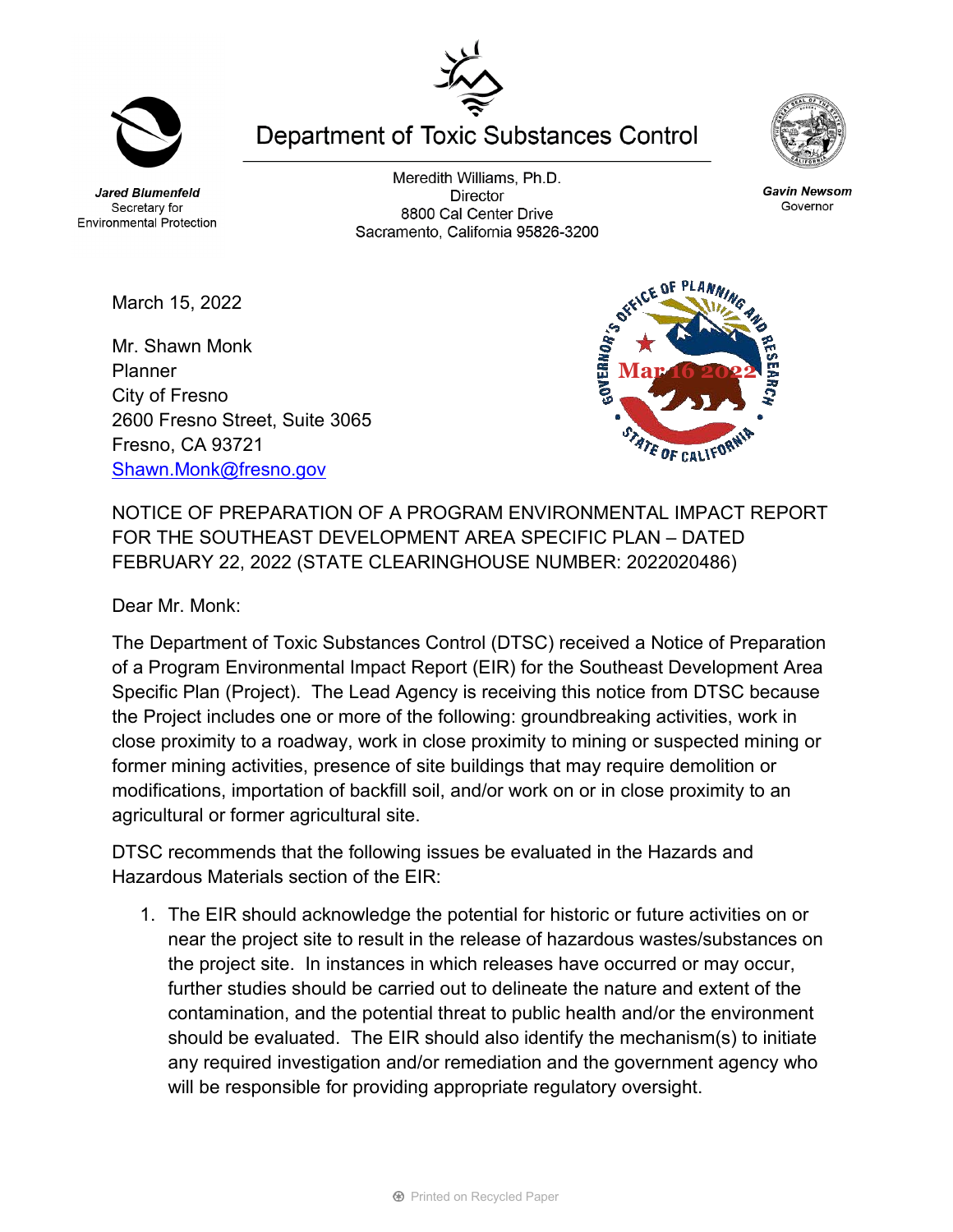Jared Blumenfeld
Secretary for
Environmental Protection

# Department of Toxic Substances Control

Meredith Williams, Ph.D.
Director
8800 Cal Center Drive
Sacramento, California 95826-3200

Gavin Newsom
Governor

GOVERNOR'S OFFICE OF PLANNING AND RESEARCH
Mar 16 2022
STATE OF CALIFORNIA

March 15, 2022

Mr. Shawn Monk
Planner
City of Fresno
2600 Fresno Street, Suite 3065
Fresno, CA 93721
Shawn.Monk@fresno.gov

NOTICE OF PREPARATION OF A PROGRAM ENVIRONMENTAL IMPACT REPORT FOR THE SOUTHEAST DEVELOPMENT AREA SPECIFIC PLAN – DATED FEBRUARY 22, 2022 (STATE CLEARINGHOUSE NUMBER: 2022020486)

Dear Mr. Monk:

The Department of Toxic Substances Control (DTSC) received a Notice of Preparation of a Program Environmental Impact Report (EIR) for the Southeast Development Area Specific Plan (Project). The Lead Agency is receiving this notice from DTSC because the Project includes one or more of the following: groundbreaking activities, work in close proximity to a roadway, work in close proximity to mining or suspected mining or former mining activities, presence of site buildings that may require demolition or modifications, importation of backfill soil, and/or work on or in close proximity to an agricultural or former agricultural site.

DTSC recommends that the following issues be evaluated in the Hazards and Hazardous Materials section of the EIR:

1. The EIR should acknowledge the potential for historic or future activities on or near the project site to result in the release of hazardous wastes/substances on the project site. In instances in which releases have occurred or may occur, further studies should be carried out to delineate the nature and extent of the contamination, and the potential threat to public health and/or the environment should be evaluated. The EIR should also identify the mechanism(s) to initiate any required investigation and/or remediation and the government agency who will be responsible for providing appropriate regulatory oversight.

Printed on Recycled Paper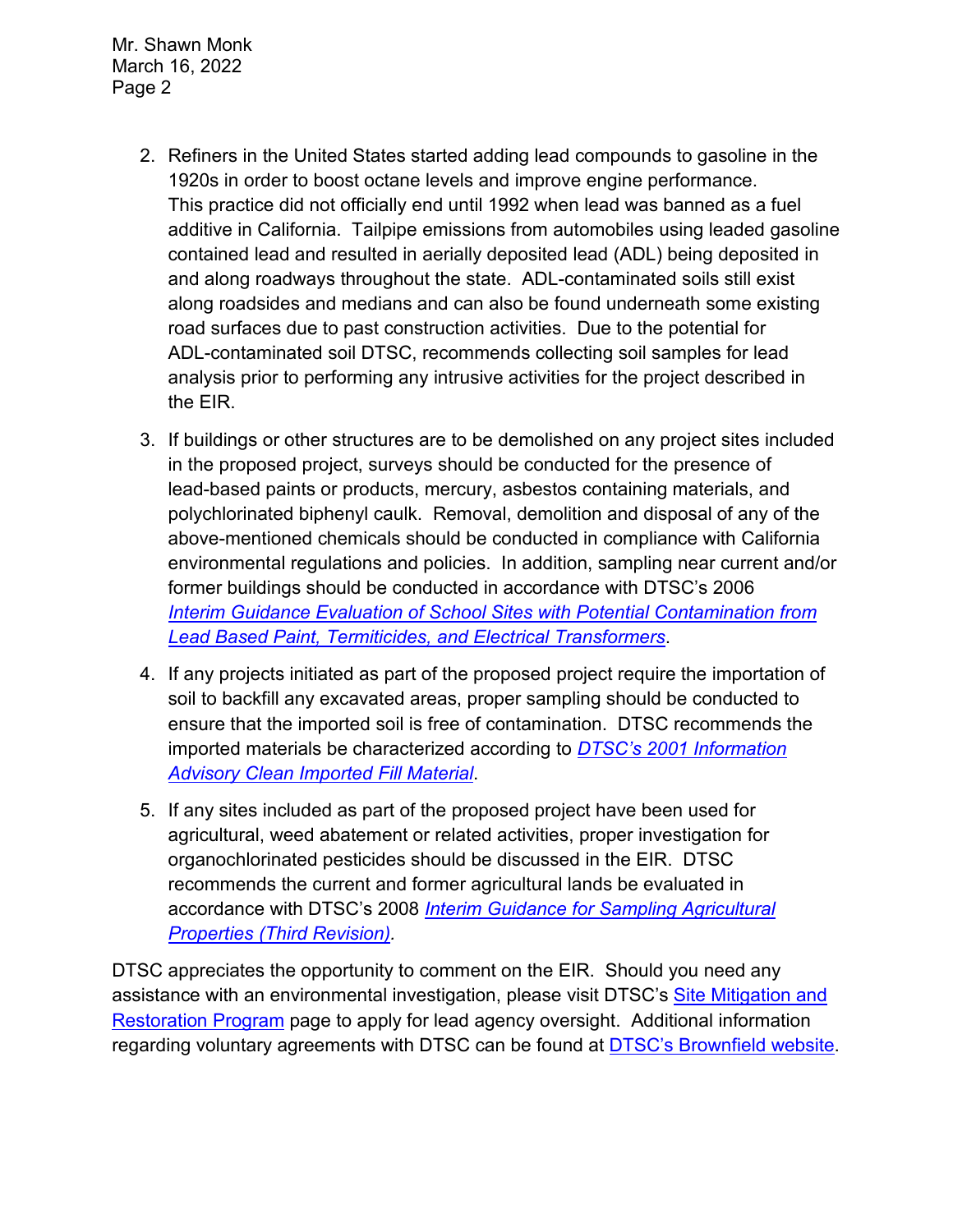2. Refiners in the United States started adding lead compounds to gasoline in the 1920s in order to boost octane levels and improve engine performance. This practice did not officially end until 1992 when lead was banned as a fuel additive in California. Tailpipe emissions from automobiles using leaded gasoline contained lead and resulted in aerially deposited lead (ADL) being deposited in and along roadways throughout the state. ADL-contaminated soils still exist along roadsides and medians and can also be found underneath some existing road surfaces due to past construction activities. Due to the potential for ADL-contaminated soil DTSC, recommends collecting soil samples for lead analysis prior to performing any intrusive activities for the project described in the EIR.

3. If buildings or other structures are to be demolished on any project sites included in the proposed project, surveys should be conducted for the presence of lead-based paints or products, mercury, asbestos containing materials, and polychlorinated biphenyl caulk. Removal, demolition and disposal of any of the above-mentioned chemicals should be conducted in compliance with California environmental regulations and policies. In addition, sampling near current and/or former buildings should be conducted in accordance with DTSC's 2006 *Interim Guidance Evaluation of School Sites with Potential Contamination from Lead Based Paint, Termiticides, and Electrical Transformers*.

4. If any projects initiated as part of the proposed project require the importation of soil to backfill any excavated areas, proper sampling should be conducted to ensure that the imported soil is free of contamination. DTSC recommends the imported materials be characterized according to *DTSC's 2001 Information Advisory Clean Imported Fill Material*.

5. If any sites included as part of the proposed project have been used for agricultural, weed abatement or related activities, proper investigation for organochlorinated pesticides should be discussed in the EIR. DTSC recommends the current and former agricultural lands be evaluated in accordance with DTSC's 2008 *Interim Guidance for Sampling Agricultural Properties (Third Revision)*.

DTSC appreciates the opportunity to comment on the EIR. Should you need any assistance with an environmental investigation, please visit DTSC's Site Mitigation and Restoration Program page to apply for lead agency oversight. Additional information regarding voluntary agreements with DTSC can be found at DTSC's Brownfield website.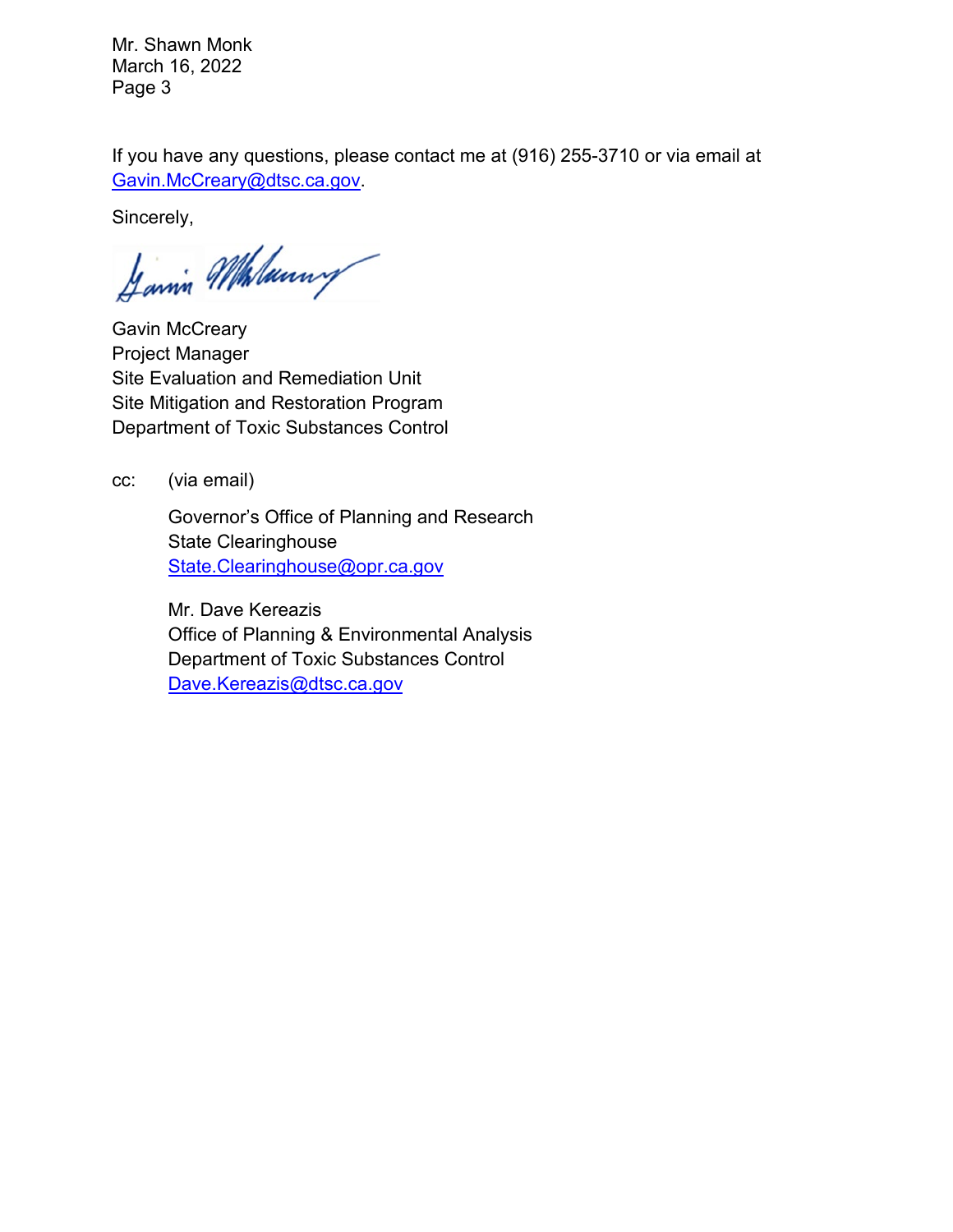If you have any questions, please contact me at (916) 255-3710 or via email at Gavin.McCreary@dtsc.ca.gov.

Sincerely,

Gavin McCreary
Project Manager
Site Evaluation and Remediation Unit
Site Mitigation and Restoration Program
Department of Toxic Substances Control

cc: (via email)

Governor's Office of Planning and Research
State Clearinghouse
State.Clearinghouse@opr.ca.gov

Mr. Dave Kereazis
Office of Planning & Environmental Analysis
Department of Toxic Substances Control
Dave.Kereazis@dtsc.ca.gov